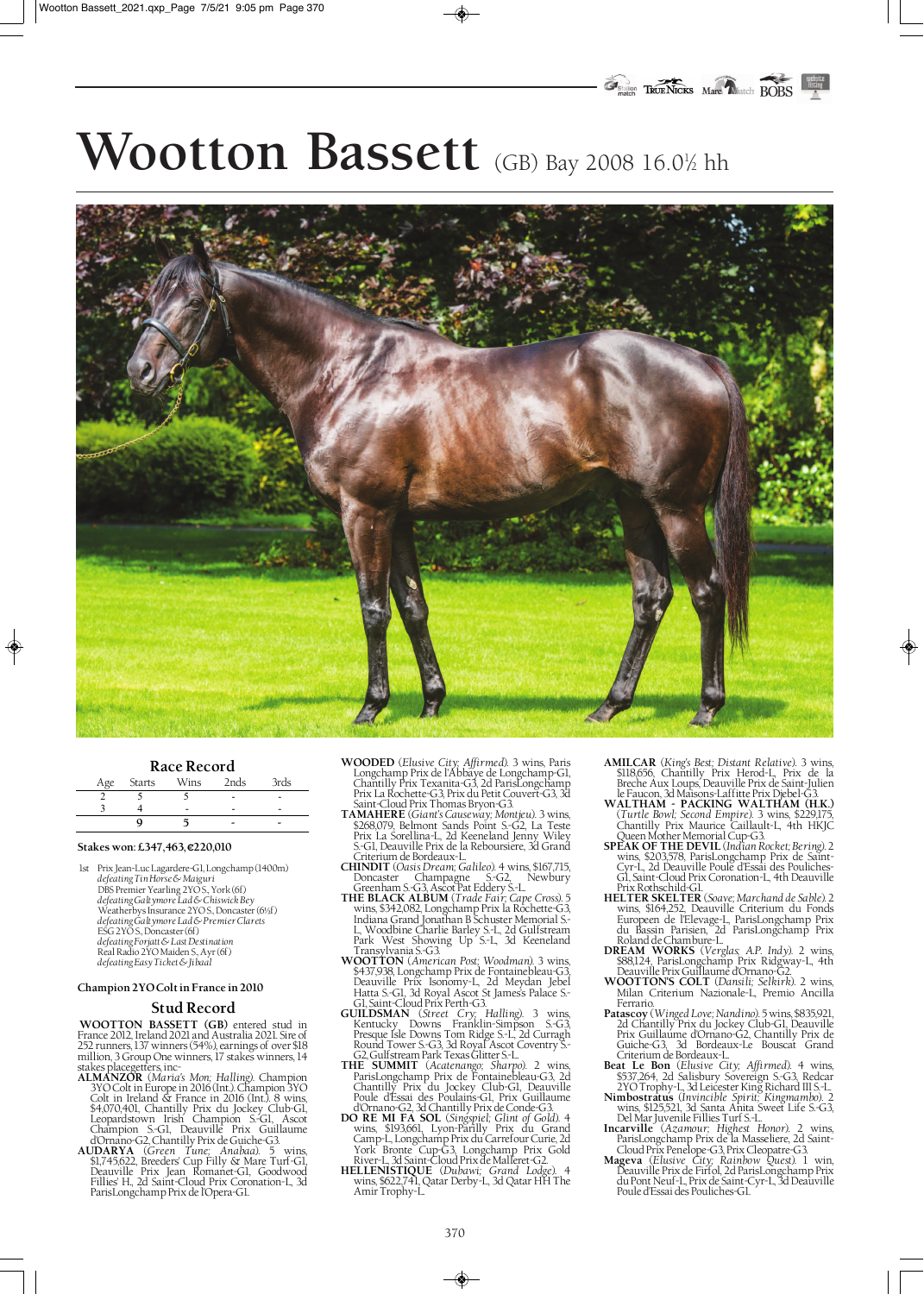# Wootton Bassett (GB) Bay 2008 16.0½ hh

## Race Record

| Age | Starts | Wins | 2nds | 3rds |
|---|---|---|---|---|
| 2 | 5 | 5 | - | - |
| 3 | 4 | - | - | - |
| | 9 | 5 | - | - |

**Stakes won: £347,463, €220,010**

1st Prix Jean-Luc Lagardere-G1, Longchamp (1400m)
*defeating Tin Horse & Maiguri*
DBS Premier Yearling 2YO S, York (6f)
*defeating Galtymore Lad & Chiswick Bey*
Weatherbys Insurance 2YO S, Doncaster (6½f)
*defeating Galtymore Lad & Premier Clarets*
ESG 2YO S, Doncaster (6f)
*defeating Forjatt & Last Destination*
Real Radio 2YO Maiden S, Ayr (6f)
*defeating Easy Ticket & Jibaal*

**Champion 2YO Colt in France in 2010**

## Stud Record

**WOOTTON BASSETT (GB)** entered stud in France 2012, Ireland 2021 and Australia 2021. Sire of 252 runners, 137 winners (54%), earnings of over $18 million, 3 Group One winners, 17 stakes winners, 14 stakes placegetters, inc-

**ALMANZOR** (*Maria's Mon; Halling*). Champion 3YO Colt in Europe in 2016 (Int.). Champion 3YO Colt in Ireland & France in 2016 (Int.). 8 wins, $4,070,401, Chantilly Prix du Jockey Club-G1, Leopardstown Irish Champion S.-G1, Ascot Champion S.-G1, Deauville Prix Guillaume d'Ornano-G2, Chantilly Prix de Guiche-G3.

**AUDARYA** (*Green Tune; Anabaa*). 5 wins, $1,745,622, Breeders' Cup Filly & Mare Turf-G1, Deauville Prix Jean Romanet-G1, Goodwood Fillies' H.-L, 2d Saint-Cloud Prix Coronation-L, 3d ParisLongchamp Prix de l'Opera-G1.

**WOODED** (*Elusive City; Affirmed*). 3 wins, Paris Longchamp Prix de l'Abbaye de Longchamp-G1, Chantilly Prix Texanita-G3, 2d ParisLongchamp Prix La Rochette-G3, Prix du Petit Couvert-G3, 3d Saint-Cloud Prix Thomas Bryon-G3.

**TAMAHERE** (*Giant's Causeway; Montjeu*). 3 wins, $268,079, Belmont Sands Point S.-G2, La Teste Prix La Sorellina-L, 2d Keeneland Jenny Wiley S.-G1, Deauville Prix de la Reboursiere, 3d Grand Criterium de Bordeaux-L.

**CHINDIT** (*Oasis Dream; Galileo*). 4 wins, $167,715, Doncaster Champagne S.-G2, Newbury Greenham S.-G3, Ascot Pat Eddery S.-L.

**THE BLACK ALBUM** (*Trade Fair; Cape Cross*). 5 wins, $342,082, Longchamp Prix la Rochette-G3, Indiana Grand Jonathan B Schuster Memorial S.-L, Woodbine Charlie Barley S.-L, 2d Gulfstream Park West Showing Up S.-L, 3d Keeneland Transylvania S.-G3.

**WOOTTON** (*American Post; Woodman*). 3 wins, $437,938, Longchamp Prix de Fontainebleau-G3, Deauville Prix Isonomy-L, 2d Meydan Jebel Hatta S.-G1, 3d Royal Ascot St James's Palace S.-G1, Saint-Cloud Prix Perth-G3.

**GUILDSMAN** (*Street Cry; Halling*). 3 wins, Kentucky Downs Franklin-Simpson S.-G3, Presque Isle Downs Tom Ridge S.-L, 2d Curragh Round Tower S.-G3, 3d Royal Ascot Coventry S.-G2, Gulfstream Park Texas Glitter S.-L.

**THE SUMMIT** (*Acatenango; Sharpo*). 2 wins, ParisLongchamp Prix de Fontainebleau-G3, 2d Chantilly Prix du Jockey Club-G1, Deauville Poule d'Essai des Poulains-G1, Prix Guillaume d'Ornano-G2, 3d Chantilly Prix de Conde-G3.

**DO RE MI FA SOL** (*Singspiel; Glint of Gold*). 4 wins, $193,661, Lyon-Parilly Prix du Grand Camp-L, Longchamp Prix du Carrefour Curie, 2d York Bronte Cup-G3, Longchamp Prix Gold River-L, 3d Saint-Cloud Prix de Malleret-G2.

**HELLENISTIQUE** (*Dubawi; Grand Lodge*). 4 wins, $622,741, Qatar Derby-L, 3d Qatar HH The Amir Trophy-L.

**AMILCAR** (*King's Best; Distant Relative*). 3 wins, $118,656, Chantilly Prix Herod-L, Prix de la Breche Aux Loups, Deauville Prix de Saint-Julien le Faucon, 3d Maisons-Laffitte Prix Djebel-G3.

**WALTHAM - PACKING WALTHAM (H.K.)** (*Turtle Bowl; Second Empire*). 3 wins, $229,175, Chantilly Prix Maurice Caillault-L, 4th HKJC Queen Mother Memorial Cup-G3.

**SPEAK OF THE DEVIL** (*Indian Rocket; Bering*). 2 wins, $203,578, ParisLongchamp Prix de Saint-Cyr-L, 2d Deauville Poule d'Essai des Pouliches-G1, Saint-Cloud Prix Coronation-L, 4th Deauville Prix Rothschild-G1.

**HELTER SKELTER** (*Soave; Marchand de Sable*). 2 wins, $164,252, Deauville Criterium du Fonds Europeen de l'Elevage-L, ParisLongchamp Prix du Bassin Parisien, 2d ParisLongchamp Prix Roland de Chambure-L.

**DREAM WORKS** (*Verglas; A.P. Indy*). 2 wins, $88,124, ParisLongchamp Prix Ridgway-L, 4th Deauville Prix Guillaume d'Ornano-G2.

**WOOTTON'S COLT** (*Dansili; Selkirk*). 2 wins, Milan Criterium Nazionale-L, Premio Ancilla Ferrario.

**Patascoy** (*Winged Love; Nandino*). 5 wins, $835,921, 2d Chantilly Prix du Jockey Club-G1, Deauville Prix Guillaume d'Ornano-G2, Chantilly Prix de Guiche-G3, 3d Bordeaux-Le Bouscat Grand Criterium de Bordeaux-L.

**Beat Le Bon** (*Elusive City; Affirmed*). 4 wins, $537,264, 2d Salisbury Sovereign S.-G3, Redcar 2YO Trophy-L, 3d Leicester King Richard III S.-L.

**Nimbostratus** (*Invincible Spirit; Kingmambo*). 2 wins, $125,521, 3d Santa Anita Sweet Life S.-G3, Del Mar Juvenile Fillies Turf S.-L.

**Incarville** (*Azamour; Highest Honor*). 2 wins, ParisLongchamp Prix de la Masseliere, 2d Saint-Cloud Prix Penelope-G3, Prix Cleopatre-G3.

**Mageva** (*Elusive City; Rainbow Quest*). 1 win, Deauville Prix de Firfol, 2d ParisLongchamp Prix du Pont Neuf-L, Prix de Saint-Cyr-L, 3d Deauville Poule d'Essai des Pouliches-G1.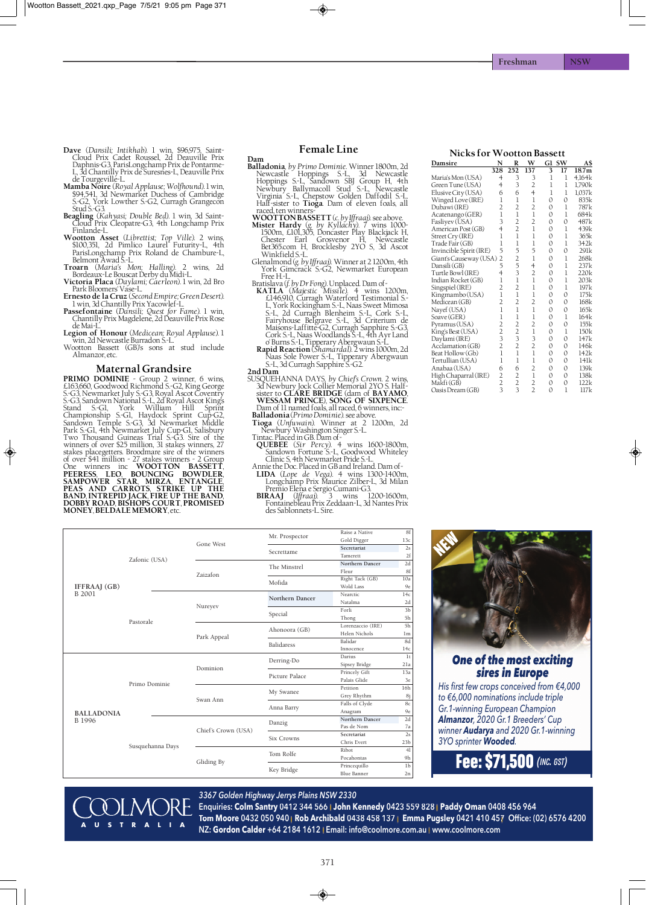Freshman | NSW

**Dave** (*Dansili; Intikhab*). 1 win, $96,975, Saint-Cloud Prix Cadet Roussel, 2d Deauville Prix Daphnis-G3, ParisLongchamp Prix de Pontarme-L, 3d Chantilly Prix de Suresnes-L, Deauville Prix de Tourgeville-L.
**Mamba Noire** (*Royal Applause; Wolfhound*). 1 win, $94,541, 3d Newmarket Duchess of Cambridge S.-G2, York Lowther S.-G2, Curragh Grangecon Stud S.-G3.
**Beagling** (*Kahyasi; Double Bed*). 1 win, 3d Saint-Cloud Prix Cleopatre-G3, 4th Longchamp Prix Finlande-L.
**Wootton Asset** (*Librettist; Top Ville*). 2 wins, $100,351, 2d Pimlico Laurel Futurity-L, 4th ParisLongchamp Prix Roland de Chambure-L, Belmont Awad S.-L.
**Traorn** (*Maria's Mon; Halling*). 2 wins, 2d Bordeaux-Le Bouscat Derby du Midi-L.
**Victoria Placa** (*Daylami; Caerleon*). 1 win, 2d Bro Park Bloomers' Vase-L.
**Ernesto de la Cruz** (*Second Empire; Green Desert*). 1 win, 3d Chantilly Prix Yacowlef-L.
**Passefontaine** (*Dansili; Quest for Fame*). 1 win, Chantilly Prix Magdelene, 2d Deauville Prix Rose de Mai-L.
**Legion of Honour** (*Medicean; Royal Applause*). 1 win, 2d Newcastle Burradon S.-L.
Wootton Bassett (GB)'s sons at stud include Almanzor, etc.

## Maternal Grandsire

**PRIMO DOMINIE** - Group 2 winner, 6 wins, £163,660, Goodwood Richmond S.-G2, King George S.-G3, Newmarket July S.-G3, Royal Ascot Coventry S.-G3, Sandown National S.-L, 2d Royal Ascot Kings Stand S.-G1, York William Hill Sprint Championship S.-G1, Haydock Sprint Cup-G2, Sandown Temple S.-G3, 3d Newmarket Middle Park S.-G1, 4th Newmarket July Cup-G1, Salisbury Two Thousand Guineas Trial S.-G3. Sire of the winners of over $25 million, 31 stakes winners, 27 stakes placegetters. Broodmare sire of the winners of over $41 million - 27 stakes winners - 2 Group One winners inc **WOOTTON BASSETT**, **PEERESS**, **LEO**, **BOUNCING BOWDLER**, **SAMPOWER STAR**, **MIRZA**, **ENTANGLE**, **PEAS AND CARROTS**, **STRIKE UP THE BAND**, **INTREPID JACK**, **FIRE UP THE BAND**, **DOBBY ROAD**, **BISHOPS COURT**, **PROMISED MONEY**, **BELDALE MEMORY**, etc.

## Female Line

**Dam**
**Balladonia**, by *Primo Dominie*. Winner 1800m, 2d Newcastle Hoppings S.-L, 3d Newcastle Hoppings S.-L, Sandown SBJ Group H, 4th Newbury Ballymacoll Stud S.-L, Newcastle Virginia S.-L, Chepstow Golden Daffodil S.-L. Half-sister to **Tioga**. Dam of eleven foals, all raced, ten winners-
**WOOTTON BASSETT** (*c. by Iffraaj*). see above.
**Mister Hardy** (*g. by Kyllachy*). 7 wins 1000-1500m, £101,305, Doncaster Play Blackjack H, Chester Earl Grosvenor H, Newcastle Bet365.com H, Brocklesby 2YO S, 3d Ascot Winkfield S.-L.
Glenalmond (*g. by Iffraaj*). Winner at 2 1200m, 4th York Gimcrack S.-G2, Newmarket European Free H.-L.
Bratislava (*f. by Dr Fong*). Unplaced. Dam of-
**KATLA** (*Majestic Missile*). 4 wins 1200m, £146,910, Curragh Waterford Testimonial S.-L, York Rockingham S.-L, Naas Sweet Mimosa S.-L, 2d Curragh Blenheim S.-L, Cork S.-L, Fairyhouse Belgrave S.-L, 3d Criterium de Maisons-Laffitte-G2, Curragh Sapphire S.-G3, Cork S.-L, Naas Woodlands S.-L, 4th Ayr Land o' Burns S.-L, Tipperary Abergwaun S.-L.
**Rapid Reaction** (*Shamardal*). 2 wins 1000m, 2d Naas Sole Power S.-L, Tipperary Abergwaun S.-L, 3d Curragh Sapphire S.-G2.

**2nd Dam**
SUSQUEHANNA DAYS, by *Chief's Crown*. 2 wins, 3d Newbury Jock Collier Memorial 2YO S. Half-sister to **CLARE BRIDGE** (dam of **BAYAMO**, **WESSAM PRINCE**), **SONG OF SIXPENCE**. Dam of 11 named foals, all raced, 6 winners, inc:-
**Balladonia** (*Primo Dominie*). see above.
**Tioga** (*Unfuwain*). Winner at 2 1200m, 2d Newbury Washington Singer S.-L.
Tintac. Placed in GB. Dam of-
**QUEBEE** (*Sir Percy*). 4 wins 1600-1800m, Sandown Fortune S.-L, Goodwood Whiteley Clinic S, 4th Newmarket Pride S.-L.
Annie the Doc. Placed in GB and Ireland. Dam of-
**LIDA** (*Lope de Vega*). 4 wins 1300-1400m, Longchamp Prix Maurice Zilber-L, 3d Milan Premio Elena e Sergio Cumani-G3.
**BIRAAJ** (*Iffraaj*). 3 wins 1200-1600m, Fontainebleau Prix Zeddaan-L, 3d Nantes Prix des Sablonnets-L. Sire.

## Nicks for Wootton Bassett

| Damsire | N | R | W | G1 | SW | A$ |
|---|---|---|---|---|---|---|
| | 328 | 252 | 137 | 3 | 17 | 18.7m |
| Maria's Mon (USA) | 4 | 3 | 3 | 1 | 1 | 4,164k |
| Green Tune (USA) | 4 | 3 | 2 | 1 | 1 | 1,790k |
| Elusive City (USA) | 6 | 6 | 4 | 1 | 1 | 1,037k |
| Winged Love (IRE) | 1 | 1 | 1 | 0 | 0 | 835k |
| Dubawi (IRE) | 2 | 2 | 2 | 0 | 1 | 787k |
| Acatenango (GER) | 1 | 1 | 1 | 0 | 1 | 684k |
| Fasliyev (USA) | 3 | 2 | 2 | 0 | 0 | 487k |
| American Post (GB) | 4 | 2 | 1 | 0 | 1 | 439k |
| Street Cry (IRE) | 1 | 1 | 1 | 0 | 1 | 365k |
| Trade Fair (GB) | 1 | 1 | 1 | 0 | 1 | 342k |
| Invincible Spirit (IRE) | 5 | 5 | 5 | 0 | 0 | 291k |
| Giant's Causeway (USA) | 2 | 2 | 1 | 0 | 1 | 268k |
| Dansili (GB) | 5 | 5 | 4 | 0 | 1 | 237k |
| Turtle Bowl (IRE) | 4 | 3 | 2 | 0 | 1 | 220k |
| Indian Rocket (GB) | 1 | 1 | 1 | 0 | 1 | 203k |
| Singspiel (IRE) | 2 | 2 | 1 | 0 | 1 | 197k |
| Kingmambo (USA) | 1 | 1 | 1 | 0 | 0 | 175k |
| Medicean (GB) | 2 | 2 | 2 | 0 | 0 | 168k |
| Nayef (USA) | 1 | 1 | 1 | 0 | 0 | 165k |
| Soave (GER) | 1 | 1 | 1 | 0 | 1 | 164k |
| Pyramus (USA) | 2 | 2 | 2 | 0 | 0 | 155k |
| King's Best (USA) | 2 | 2 | 1 | 0 | 1 | 150k |
| Daylami (IRE) | 3 | 3 | 3 | 0 | 0 | 147k |
| Acclamation (GB) | 2 | 2 | 2 | 0 | 0 | 146k |
| Beat Hollow (GB) | 1 | 1 | 1 | 0 | 0 | 142k |
| Tertullian (USA) | 1 | 1 | 1 | 0 | 0 | 141k |
| Anabaa (USA) | 6 | 6 | 2 | 0 | 0 | 139k |
| High Chaparral (IRE) | 2 | 2 | 1 | 0 | 0 | 138k |
| Makfi (GB) | 2 | 2 | 2 | 0 | 0 | 122k |
| Oasis Dream (GB) | 3 | 3 | 2 | 0 | 1 | 117k |

| | | | | | |
|---|---|---|---|---|---|
| IFFRAAJ (GB) B 2001 | Zafonic (USA) | Gone West | Mr. Prospector | Raise a Native | 8f |
| | | | | Gold Digger | 13c |
| | | | Secrettame | Secretariat | 2s |
| | | | | Tamerett | 2f |
| | | Zaizafon | The Minstrel | Northern Dancer | 2d |
| | | | | Fleur | 8f |
| | | | Mofida | Right Tack (GB) | 10a |
| | | | | Wold Lass | 9e |
| | Pastorale | Nureyev | Northern Dancer | Nearctic | 14c |
| | | | | Natalma | 2d |
| | | | Special | Forli | 3h |
| | | | | Thong | 5h |
| | | Park Appeal | Ahonoora (GB) | Lorenzaccio (IRE) | 5h |
| | | | | Helen Nichols | 1m |
| | | | Balidaress | Balidar | 8d |
| | | | | Innocence | 14c |
| BALLADONIA B 1996 | Primo Dominie | Dominion | Derring-Do | Darius | 1t |
| | | | | Sipsey Bridge | 21a |
| | | | Picture Palace | Princely Gift | 13a |
| | | | | Palais Glide | 3e |
| | | Swan Ann | My Swanee | Petition | 16h |
| | | | | Grey Rhythm | 8j |
| | | | Anna Barry | Falls of Clyde | 8c |
| | | | | Anagram | 9e |
| | Susquehanna Days | Chief's Crown (USA) | Danzig | Northern Dancer | 2d |
| | | | | Pas de Nom | 7a |
| | | | Six Crowns | Secretariat | 2s |
| | | | | Chris Evert | 23b |
| | | Gliding By | Tom Rolfe | Ribot | 4l |
| | | | | Pocahontas | 9h |
| | | | Key Bridge | Princequillo | 1b |
| | | | | Blue Banner | 2n |

NEW

**One of the most exciting sires in Europe**

*His first few crops conceived from €4,000 to €6,000 nominations include triple Gr.1-winning European Champion **Almanzor**, 2020 Gr.1 Breeders' Cup winner **Audarya** and 2020 Gr.1-winning 3YO sprinter **Wooded**.*

**Fee: $71,500** (INC. GST)

COOLMORE AUSTRALIA

3367 Golden Highway Jerrys Plains NSW 2330
Enquiries: **Colm Santry** 0412 344 566 | **John Kennedy** 0423 559 828 | **Paddy Oman** 0408 456 964
**Tom Moore** 0432 050 940 | **Rob Archibald** 0438 458 137 | **Emma Pugsley** 0421 410 457 | Office: (02) 6576 4200
NZ: **Gordon Calder** +64 2184 1612 | Email: info@coolmore.com.au | www.coolmore.com